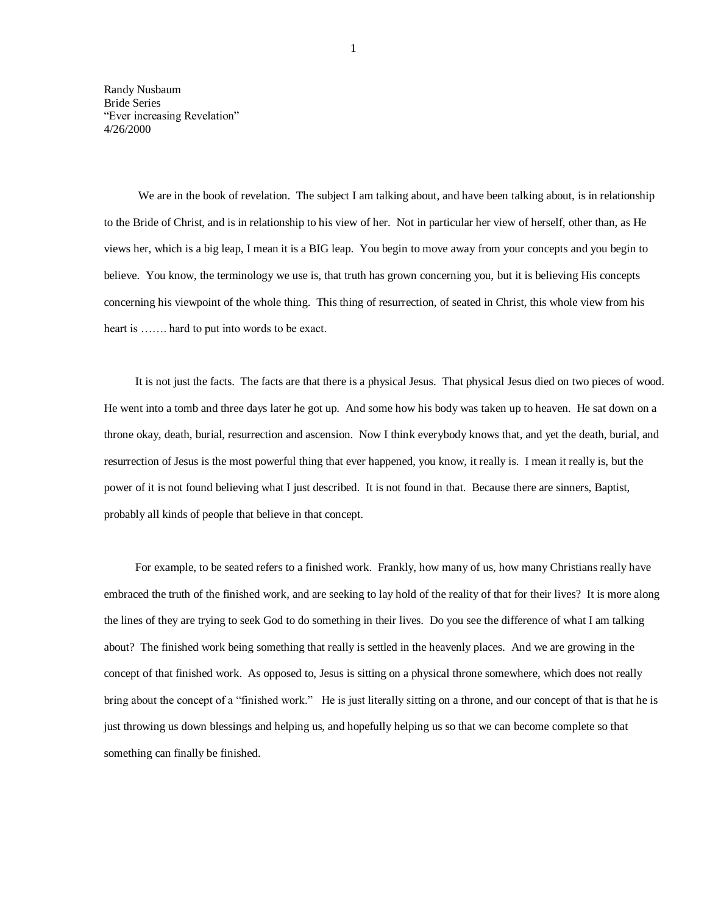Randy Nusbaum
Bride Series
"Ever increasing Revelation"
4/26/2000

We are in the book of revelation. The subject I am talking about, and have been talking about, is in relationship to the Bride of Christ, and is in relationship to his view of her. Not in particular her view of herself, other than, as He views her, which is a big leap, I mean it is a BIG leap. You begin to move away from your concepts and you begin to believe. You know, the terminology we use is, that truth has grown concerning you, but it is believing His concepts concerning his viewpoint of the whole thing. This thing of resurrection, of seated in Christ, this whole view from his heart is ……. hard to put into words to be exact.

It is not just the facts. The facts are that there is a physical Jesus. That physical Jesus died on two pieces of wood. He went into a tomb and three days later he got up. And some how his body was taken up to heaven. He sat down on a throne okay, death, burial, resurrection and ascension. Now I think everybody knows that, and yet the death, burial, and resurrection of Jesus is the most powerful thing that ever happened, you know, it really is. I mean it really is, but the power of it is not found believing what I just described. It is not found in that. Because there are sinners, Baptist, probably all kinds of people that believe in that concept.

For example, to be seated refers to a finished work. Frankly, how many of us, how many Christians really have embraced the truth of the finished work, and are seeking to lay hold of the reality of that for their lives? It is more along the lines of they are trying to seek God to do something in their lives. Do you see the difference of what I am talking about? The finished work being something that really is settled in the heavenly places. And we are growing in the concept of that finished work. As opposed to, Jesus is sitting on a physical throne somewhere, which does not really bring about the concept of a "finished work." He is just literally sitting on a throne, and our concept of that is that he is just throwing us down blessings and helping us, and hopefully helping us so that we can become complete so that something can finally be finished.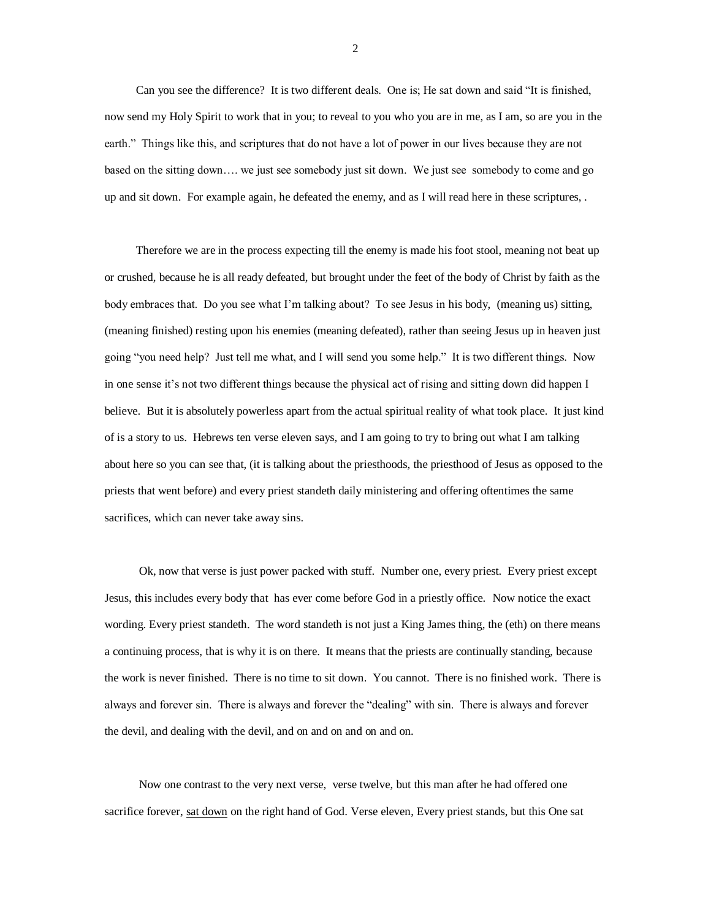Can you see the difference? It is two different deals. One is; He sat down and said "It is finished, now send my Holy Spirit to work that in you; to reveal to you who you are in me, as I am, so are you in the earth." Things like this, and scriptures that do not have a lot of power in our lives because they are not based on the sitting down…. we just see somebody just sit down. We just see somebody to come and go up and sit down. For example again, he defeated the enemy, and as I will read here in these scriptures, .

Therefore we are in the process expecting till the enemy is made his foot stool, meaning not beat up or crushed, because he is all ready defeated, but brought under the feet of the body of Christ by faith as the body embraces that. Do you see what I'm talking about? To see Jesus in his body, (meaning us) sitting, (meaning finished) resting upon his enemies (meaning defeated), rather than seeing Jesus up in heaven just going "you need help? Just tell me what, and I will send you some help." It is two different things. Now in one sense it's not two different things because the physical act of rising and sitting down did happen I believe. But it is absolutely powerless apart from the actual spiritual reality of what took place. It just kind of is a story to us. Hebrews ten verse eleven says, and I am going to try to bring out what I am talking about here so you can see that, (it is talking about the priesthoods, the priesthood of Jesus as opposed to the priests that went before) and every priest standeth daily ministering and offering oftentimes the same sacrifices, which can never take away sins.

Ok, now that verse is just power packed with stuff. Number one, every priest. Every priest except Jesus, this includes every body that has ever come before God in a priestly office. Now notice the exact wording. Every priest standeth. The word standeth is not just a King James thing, the (eth) on there means a continuing process, that is why it is on there. It means that the priests are continually standing, because the work is never finished. There is no time to sit down. You cannot. There is no finished work. There is always and forever sin. There is always and forever the "dealing" with sin. There is always and forever the devil, and dealing with the devil, and on and on and on and on.

Now one contrast to the very next verse, verse twelve, but this man after he had offered one sacrifice forever, <u>sat down</u> on the right hand of God. Verse eleven, Every priest stands, but this One sat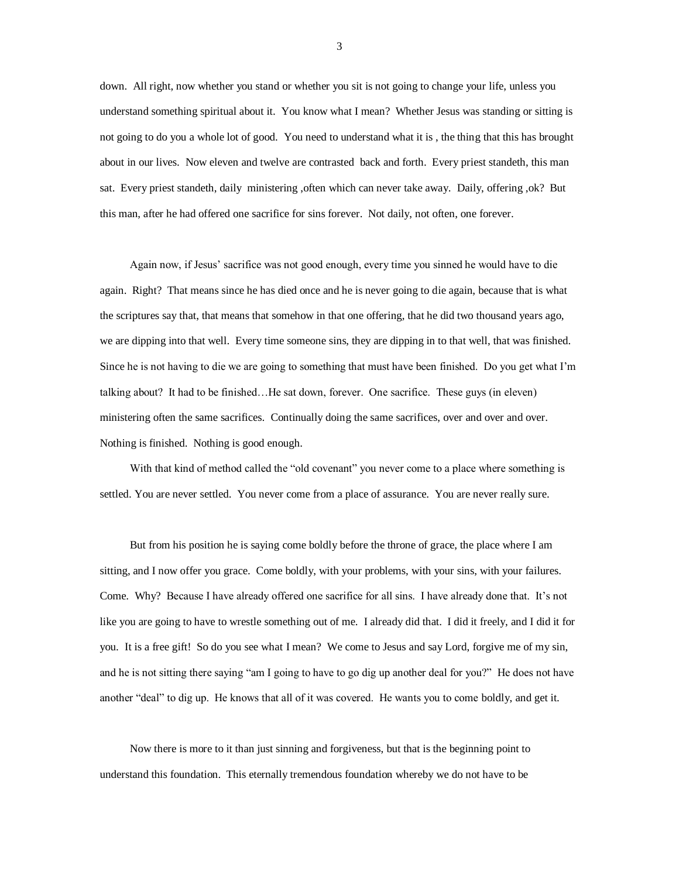down. All right, now whether you stand or whether you sit is not going to change your life, unless you understand something spiritual about it. You know what I mean? Whether Jesus was standing or sitting is not going to do you a whole lot of good. You need to understand what it is , the thing that this has brought about in our lives. Now eleven and twelve are contrasted back and forth. Every priest standeth, this man sat. Every priest standeth, daily ministering ,often which can never take away. Daily, offering ,ok? But this man, after he had offered one sacrifice for sins forever. Not daily, not often, one forever.

Again now, if Jesus' sacrifice was not good enough, every time you sinned he would have to die again. Right? That means since he has died once and he is never going to die again, because that is what the scriptures say that, that means that somehow in that one offering, that he did two thousand years ago, we are dipping into that well. Every time someone sins, they are dipping in to that well, that was finished. Since he is not having to die we are going to something that must have been finished. Do you get what I'm talking about? It had to be finished…He sat down, forever. One sacrifice. These guys (in eleven) ministering often the same sacrifices. Continually doing the same sacrifices, over and over and over. Nothing is finished. Nothing is good enough.

With that kind of method called the "old covenant" you never come to a place where something is settled. You are never settled. You never come from a place of assurance. You are never really sure.

But from his position he is saying come boldly before the throne of grace, the place where I am sitting, and I now offer you grace. Come boldly, with your problems, with your sins, with your failures. Come. Why? Because I have already offered one sacrifice for all sins. I have already done that. It's not like you are going to have to wrestle something out of me. I already did that. I did it freely, and I did it for you. It is a free gift! So do you see what I mean? We come to Jesus and say Lord, forgive me of my sin, and he is not sitting there saying "am I going to have to go dig up another deal for you?" He does not have another "deal" to dig up. He knows that all of it was covered. He wants you to come boldly, and get it.

Now there is more to it than just sinning and forgiveness, but that is the beginning point to understand this foundation. This eternally tremendous foundation whereby we do not have to be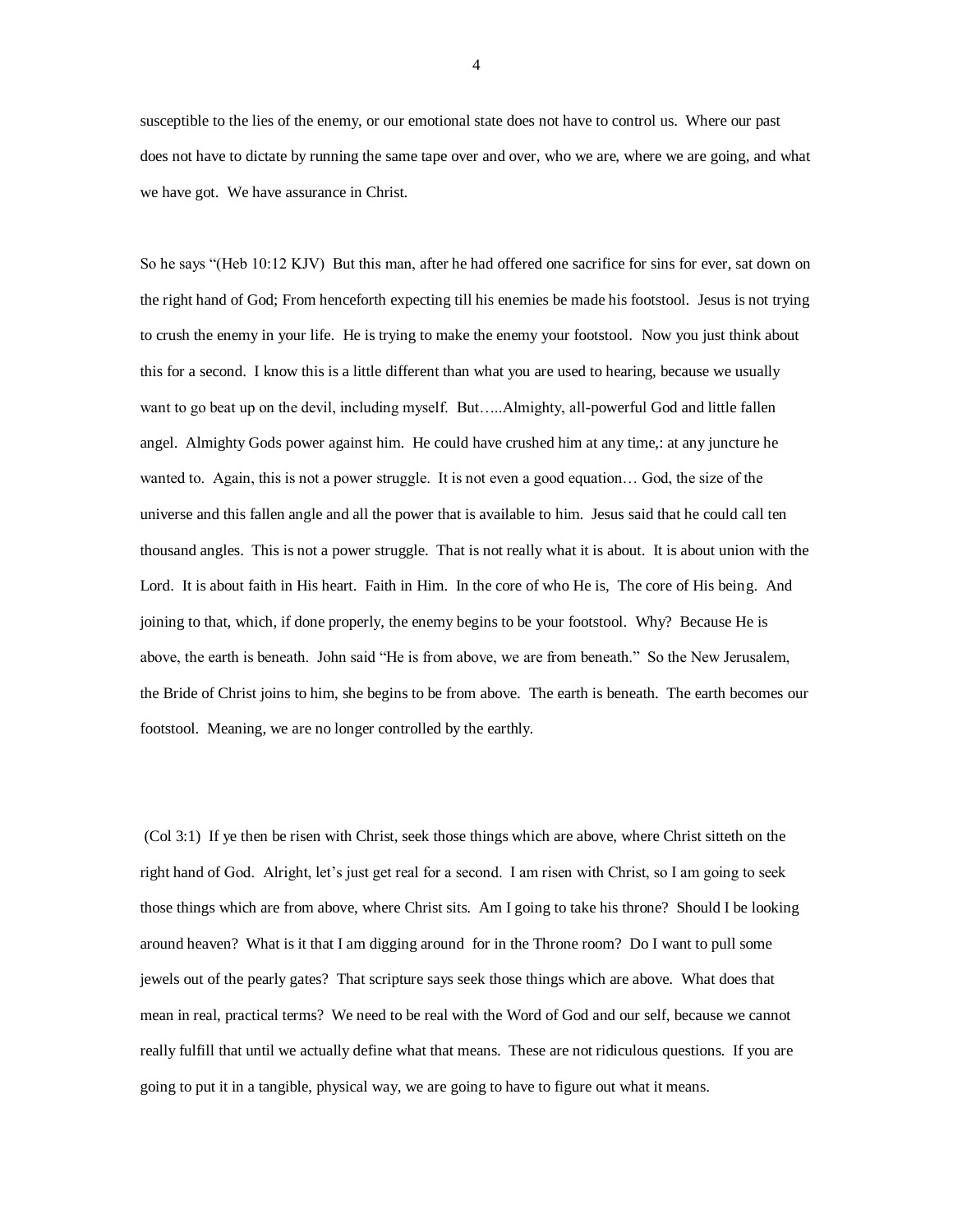susceptible to the lies of the enemy, or our emotional state does not have to control us. Where our past does not have to dictate by running the same tape over and over, who we are, where we are going, and what we have got. We have assurance in Christ.

So he says "(Heb 10:12 KJV) But this man, after he had offered one sacrifice for sins for ever, sat down on the right hand of God; From henceforth expecting till his enemies be made his footstool. Jesus is not trying to crush the enemy in your life. He is trying to make the enemy your footstool. Now you just think about this for a second. I know this is a little different than what you are used to hearing, because we usually want to go beat up on the devil, including myself. But…..Almighty, all-powerful God and little fallen angel. Almighty Gods power against him. He could have crushed him at any time,: at any juncture he wanted to. Again, this is not a power struggle. It is not even a good equation… God, the size of the universe and this fallen angle and all the power that is available to him. Jesus said that he could call ten thousand angles. This is not a power struggle. That is not really what it is about. It is about union with the Lord. It is about faith in His heart. Faith in Him. In the core of who He is, The core of His being. And joining to that, which, if done properly, the enemy begins to be your footstool. Why? Because He is above, the earth is beneath. John said "He is from above, we are from beneath." So the New Jerusalem, the Bride of Christ joins to him, she begins to be from above. The earth is beneath. The earth becomes our footstool. Meaning, we are no longer controlled by the earthly.

(Col 3:1) If ye then be risen with Christ, seek those things which are above, where Christ sitteth on the right hand of God. Alright, let's just get real for a second. I am risen with Christ, so I am going to seek those things which are from above, where Christ sits. Am I going to take his throne? Should I be looking around heaven? What is it that I am digging around for in the Throne room? Do I want to pull some jewels out of the pearly gates? That scripture says seek those things which are above. What does that mean in real, practical terms? We need to be real with the Word of God and our self, because we cannot really fulfill that until we actually define what that means. These are not ridiculous questions. If you are going to put it in a tangible, physical way, we are going to have to figure out what it means.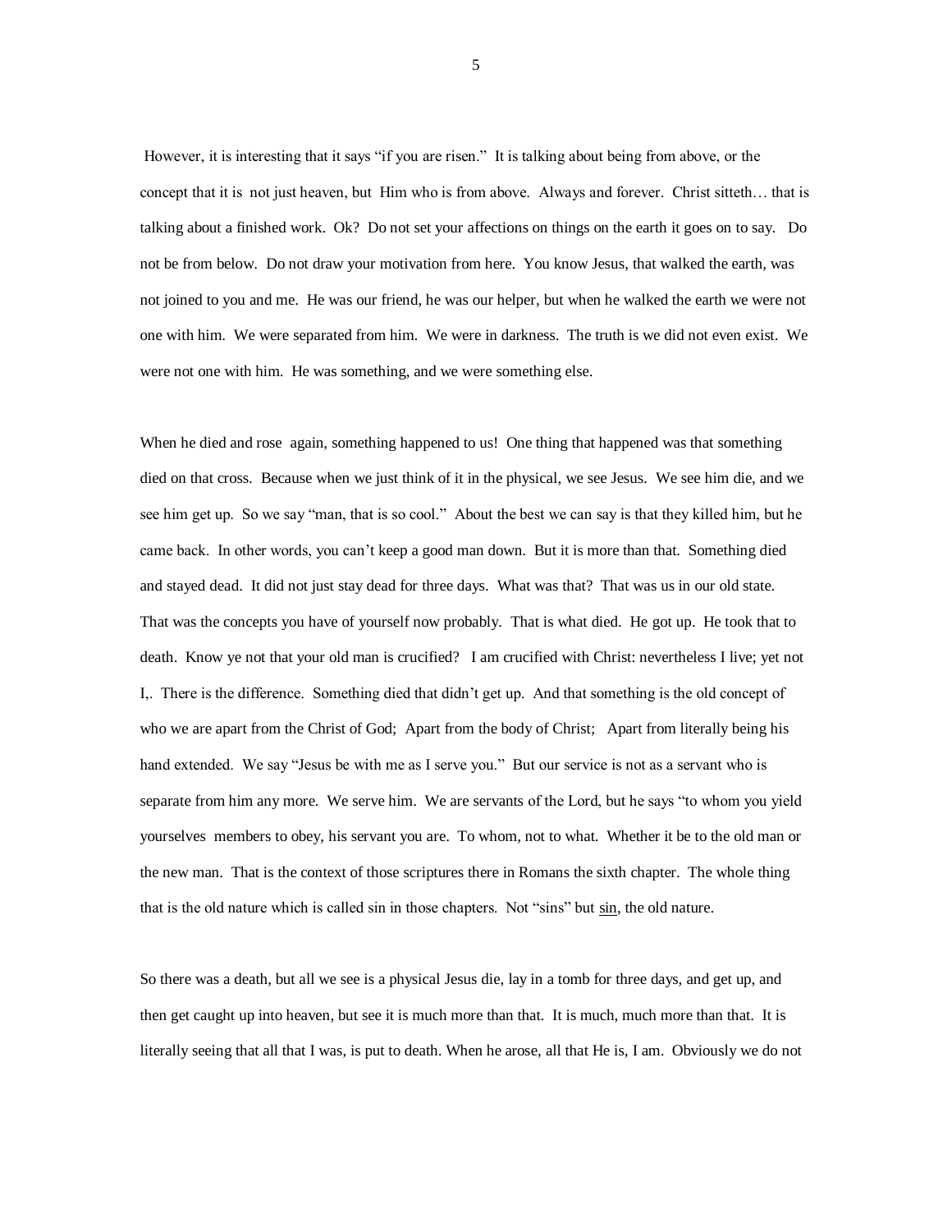However, it is interesting that it says "if you are risen." It is talking about being from above, or the concept that it is not just heaven, but Him who is from above. Always and forever. Christ sitteth… that is talking about a finished work. Ok? Do not set your affections on things on the earth it goes on to say. Do not be from below. Do not draw your motivation from here. You know Jesus, that walked the earth, was not joined to you and me. He was our friend, he was our helper, but when he walked the earth we were not one with him. We were separated from him. We were in darkness. The truth is we did not even exist. We were not one with him. He was something, and we were something else.

When he died and rose again, something happened to us! One thing that happened was that something died on that cross. Because when we just think of it in the physical, we see Jesus. We see him die, and we see him get up. So we say "man, that is so cool." About the best we can say is that they killed him, but he came back. In other words, you can't keep a good man down. But it is more than that. Something died and stayed dead. It did not just stay dead for three days. What was that? That was us in our old state. That was the concepts you have of yourself now probably. That is what died. He got up. He took that to death. Know ye not that your old man is crucified? I am crucified with Christ: nevertheless I live; yet not I,. There is the difference. Something died that didn't get up. And that something is the old concept of who we are apart from the Christ of God; Apart from the body of Christ; Apart from literally being his hand extended. We say "Jesus be with me as I serve you." But our service is not as a servant who is separate from him any more. We serve him. We are servants of the Lord, but he says "to whom you yield yourselves members to obey, his servant you are. To whom, not to what. Whether it be to the old man or the new man. That is the context of those scriptures there in Romans the sixth chapter. The whole thing that is the old nature which is called sin in those chapters. Not "sins" but <u>sin</u>, the old nature.

So there was a death, but all we see is a physical Jesus die, lay in a tomb for three days, and get up, and then get caught up into heaven, but see it is much more than that. It is much, much more than that. It is literally seeing that all that I was, is put to death. When he arose, all that He is, I am. Obviously we do not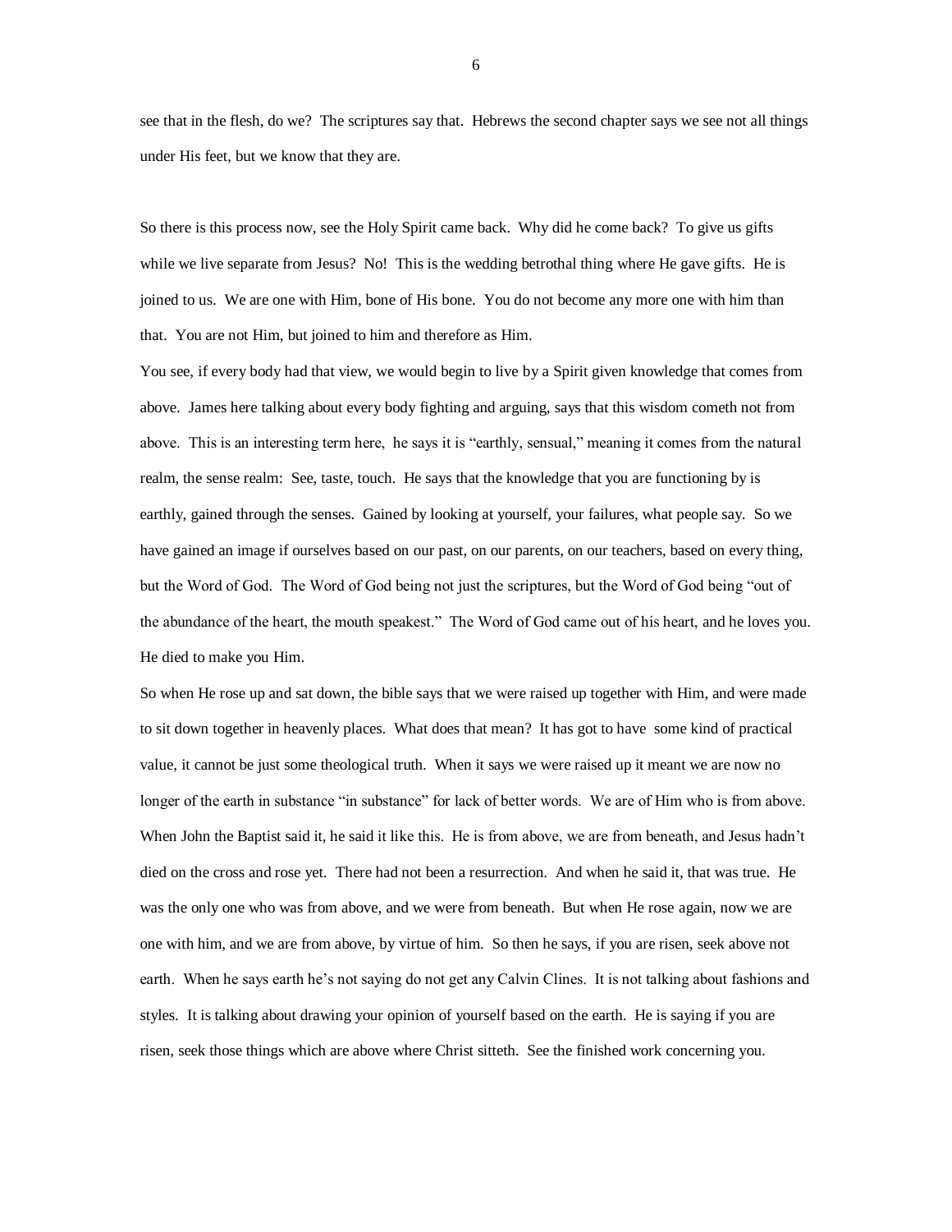see that in the flesh, do we? The scriptures say that. Hebrews the second chapter says we see not all things under His feet, but we know that they are.

So there is this process now, see the Holy Spirit came back. Why did he come back? To give us gifts while we live separate from Jesus? No! This is the wedding betrothal thing where He gave gifts. He is joined to us. We are one with Him, bone of His bone. You do not become any more one with him than that. You are not Him, but joined to him and therefore as Him.

You see, if every body had that view, we would begin to live by a Spirit given knowledge that comes from above. James here talking about every body fighting and arguing, says that this wisdom cometh not from above. This is an interesting term here, he says it is "earthly, sensual," meaning it comes from the natural realm, the sense realm: See, taste, touch. He says that the knowledge that you are functioning by is earthly, gained through the senses. Gained by looking at yourself, your failures, what people say. So we have gained an image if ourselves based on our past, on our parents, on our teachers, based on every thing, but the Word of God. The Word of God being not just the scriptures, but the Word of God being "out of the abundance of the heart, the mouth speakest." The Word of God came out of his heart, and he loves you. He died to make you Him.

So when He rose up and sat down, the bible says that we were raised up together with Him, and were made to sit down together in heavenly places. What does that mean? It has got to have some kind of practical value, it cannot be just some theological truth. When it says we were raised up it meant we are now no longer of the earth in substance "in substance" for lack of better words. We are of Him who is from above. When John the Baptist said it, he said it like this. He is from above, we are from beneath, and Jesus hadn't died on the cross and rose yet. There had not been a resurrection. And when he said it, that was true. He was the only one who was from above, and we were from beneath. But when He rose again, now we are one with him, and we are from above, by virtue of him. So then he says, if you are risen, seek above not earth. When he says earth he's not saying do not get any Calvin Clines. It is not talking about fashions and styles. It is talking about drawing your opinion of yourself based on the earth. He is saying if you are risen, seek those things which are above where Christ sitteth. See the finished work concerning you.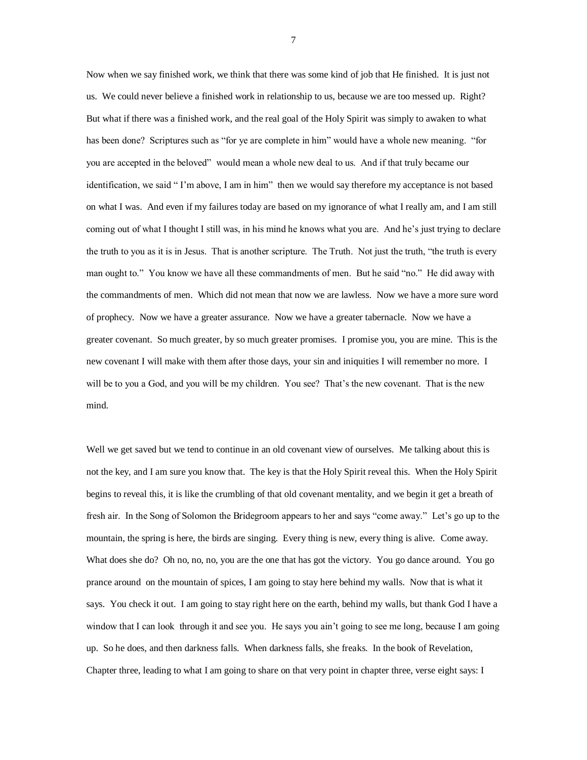Now when we say finished work, we think that there was some kind of job that He finished. It is just not us. We could never believe a finished work in relationship to us, because we are too messed up. Right? But what if there was a finished work, and the real goal of the Holy Spirit was simply to awaken to what has been done? Scriptures such as "for ye are complete in him" would have a whole new meaning. "for you are accepted in the beloved" would mean a whole new deal to us. And if that truly became our identification, we said " I'm above, I am in him" then we would say therefore my acceptance is not based on what I was. And even if my failures today are based on my ignorance of what I really am, and I am still coming out of what I thought I still was, in his mind he knows what you are. And he's just trying to declare the truth to you as it is in Jesus. That is another scripture. The Truth. Not just the truth, "the truth is every man ought to." You know we have all these commandments of men. But he said "no." He did away with the commandments of men. Which did not mean that now we are lawless. Now we have a more sure word of prophecy. Now we have a greater assurance. Now we have a greater tabernacle. Now we have a greater covenant. So much greater, by so much greater promises. I promise you, you are mine. This is the new covenant I will make with them after those days, your sin and iniquities I will remember no more. I will be to you a God, and you will be my children. You see? That's the new covenant. That is the new mind.

Well we get saved but we tend to continue in an old covenant view of ourselves. Me talking about this is not the key, and I am sure you know that. The key is that the Holy Spirit reveal this. When the Holy Spirit begins to reveal this, it is like the crumbling of that old covenant mentality, and we begin it get a breath of fresh air. In the Song of Solomon the Bridegroom appears to her and says "come away." Let's go up to the mountain, the spring is here, the birds are singing. Every thing is new, every thing is alive. Come away. What does she do? Oh no, no, no, you are the one that has got the victory. You go dance around. You go prance around on the mountain of spices, I am going to stay here behind my walls. Now that is what it says. You check it out. I am going to stay right here on the earth, behind my walls, but thank God I have a window that I can look through it and see you. He says you ain't going to see me long, because I am going up. So he does, and then darkness falls. When darkness falls, she freaks. In the book of Revelation, Chapter three, leading to what I am going to share on that very point in chapter three, verse eight says: I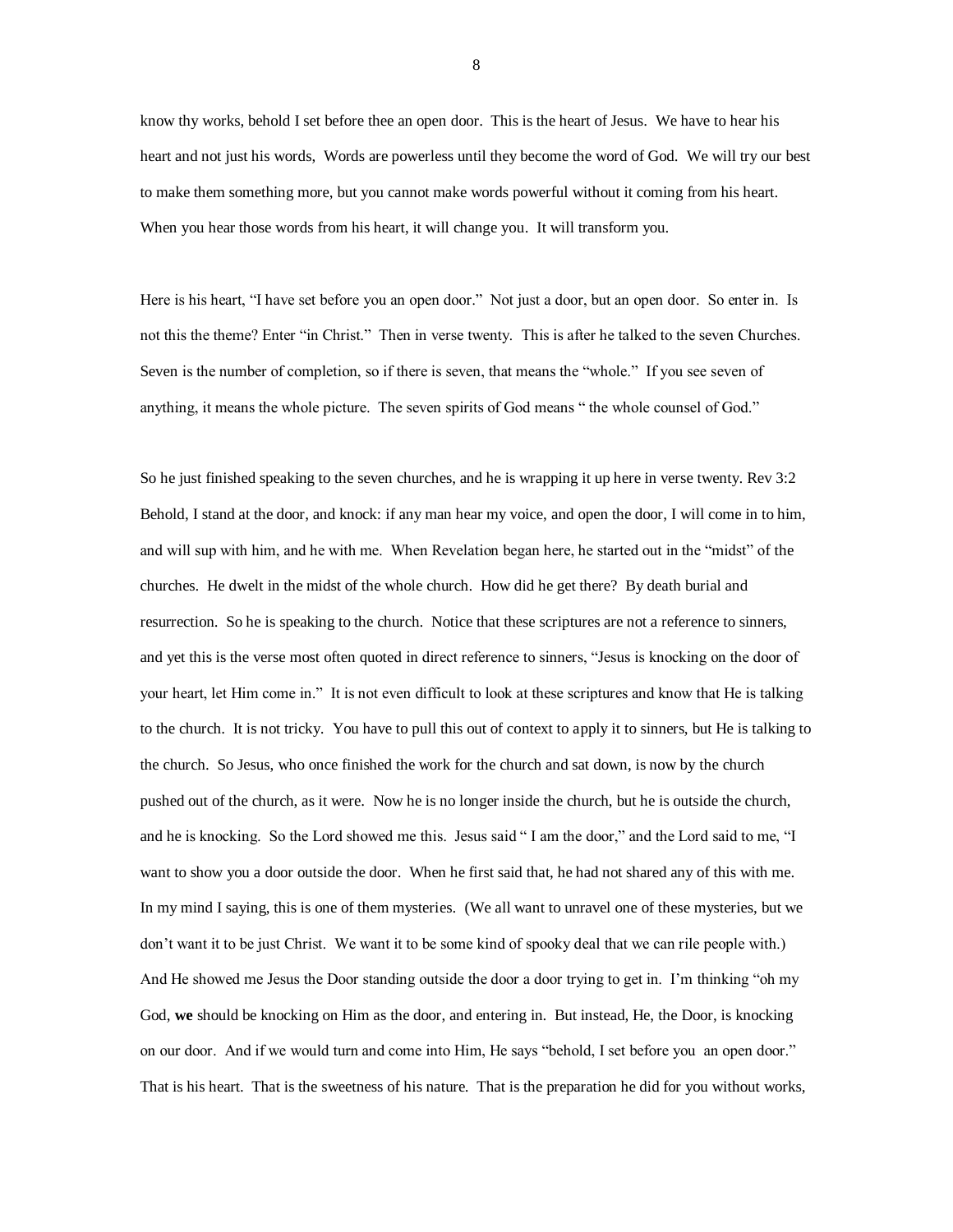know thy works, behold I set before thee an open door. This is the heart of Jesus. We have to hear his heart and not just his words, Words are powerless until they become the word of God. We will try our best to make them something more, but you cannot make words powerful without it coming from his heart. When you hear those words from his heart, it will change you. It will transform you.

Here is his heart, "I have set before you an open door." Not just a door, but an open door. So enter in. Is not this the theme? Enter "in Christ." Then in verse twenty. This is after he talked to the seven Churches. Seven is the number of completion, so if there is seven, that means the "whole." If you see seven of anything, it means the whole picture. The seven spirits of God means " the whole counsel of God."

So he just finished speaking to the seven churches, and he is wrapping it up here in verse twenty. Rev 3:2 Behold, I stand at the door, and knock: if any man hear my voice, and open the door, I will come in to him, and will sup with him, and he with me. When Revelation began here, he started out in the "midst" of the churches. He dwelt in the midst of the whole church. How did he get there? By death burial and resurrection. So he is speaking to the church. Notice that these scriptures are not a reference to sinners, and yet this is the verse most often quoted in direct reference to sinners, "Jesus is knocking on the door of your heart, let Him come in." It is not even difficult to look at these scriptures and know that He is talking to the church. It is not tricky. You have to pull this out of context to apply it to sinners, but He is talking to the church. So Jesus, who once finished the work for the church and sat down, is now by the church pushed out of the church, as it were. Now he is no longer inside the church, but he is outside the church, and he is knocking. So the Lord showed me this. Jesus said " I am the door," and the Lord said to me, "I want to show you a door outside the door. When he first said that, he had not shared any of this with me. In my mind I saying, this is one of them mysteries. (We all want to unravel one of these mysteries, but we don't want it to be just Christ. We want it to be some kind of spooky deal that we can rile people with.) And He showed me Jesus the Door standing outside the door a door trying to get in. I'm thinking "oh my God, **we** should be knocking on Him as the door, and entering in. But instead, He, the Door, is knocking on our door. And if we would turn and come into Him, He says "behold, I set before you an open door." That is his heart. That is the sweetness of his nature. That is the preparation he did for you without works,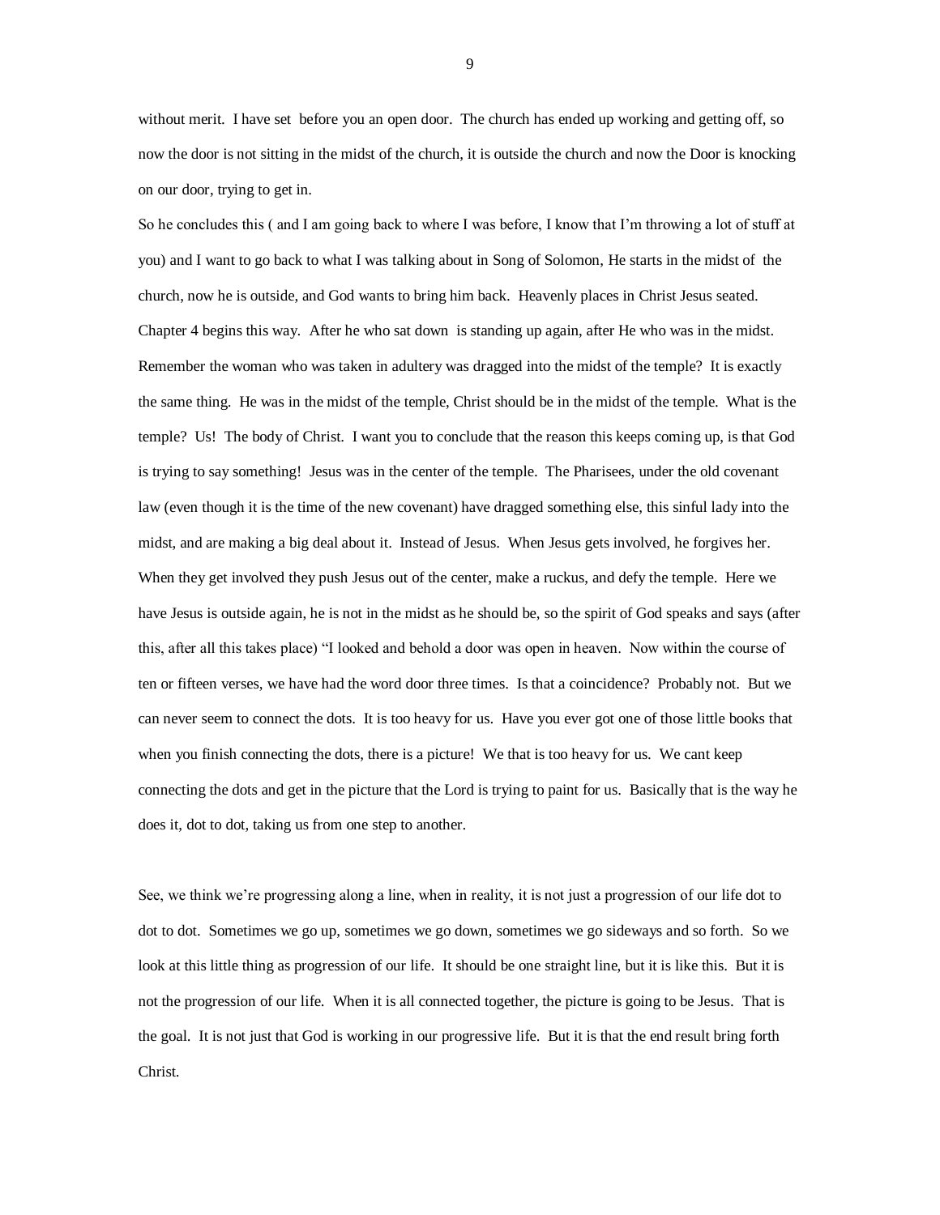without merit. I have set before you an open door. The church has ended up working and getting off, so now the door is not sitting in the midst of the church, it is outside the church and now the Door is knocking on our door, trying to get in.

So he concludes this ( and I am going back to where I was before, I know that I'm throwing a lot of stuff at you) and I want to go back to what I was talking about in Song of Solomon, He starts in the midst of the church, now he is outside, and God wants to bring him back. Heavenly places in Christ Jesus seated. Chapter 4 begins this way. After he who sat down is standing up again, after He who was in the midst. Remember the woman who was taken in adultery was dragged into the midst of the temple? It is exactly the same thing. He was in the midst of the temple, Christ should be in the midst of the temple. What is the temple? Us! The body of Christ. I want you to conclude that the reason this keeps coming up, is that God is trying to say something! Jesus was in the center of the temple. The Pharisees, under the old covenant law (even though it is the time of the new covenant) have dragged something else, this sinful lady into the midst, and are making a big deal about it. Instead of Jesus. When Jesus gets involved, he forgives her. When they get involved they push Jesus out of the center, make a ruckus, and defy the temple. Here we have Jesus is outside again, he is not in the midst as he should be, so the spirit of God speaks and says (after this, after all this takes place) "I looked and behold a door was open in heaven. Now within the course of ten or fifteen verses, we have had the word door three times. Is that a coincidence? Probably not. But we can never seem to connect the dots. It is too heavy for us. Have you ever got one of those little books that when you finish connecting the dots, there is a picture! We that is too heavy for us. We cant keep connecting the dots and get in the picture that the Lord is trying to paint for us. Basically that is the way he does it, dot to dot, taking us from one step to another.

See, we think we're progressing along a line, when in reality, it is not just a progression of our life dot to dot to dot. Sometimes we go up, sometimes we go down, sometimes we go sideways and so forth. So we look at this little thing as progression of our life. It should be one straight line, but it is like this. But it is not the progression of our life. When it is all connected together, the picture is going to be Jesus. That is the goal. It is not just that God is working in our progressive life. But it is that the end result bring forth Christ.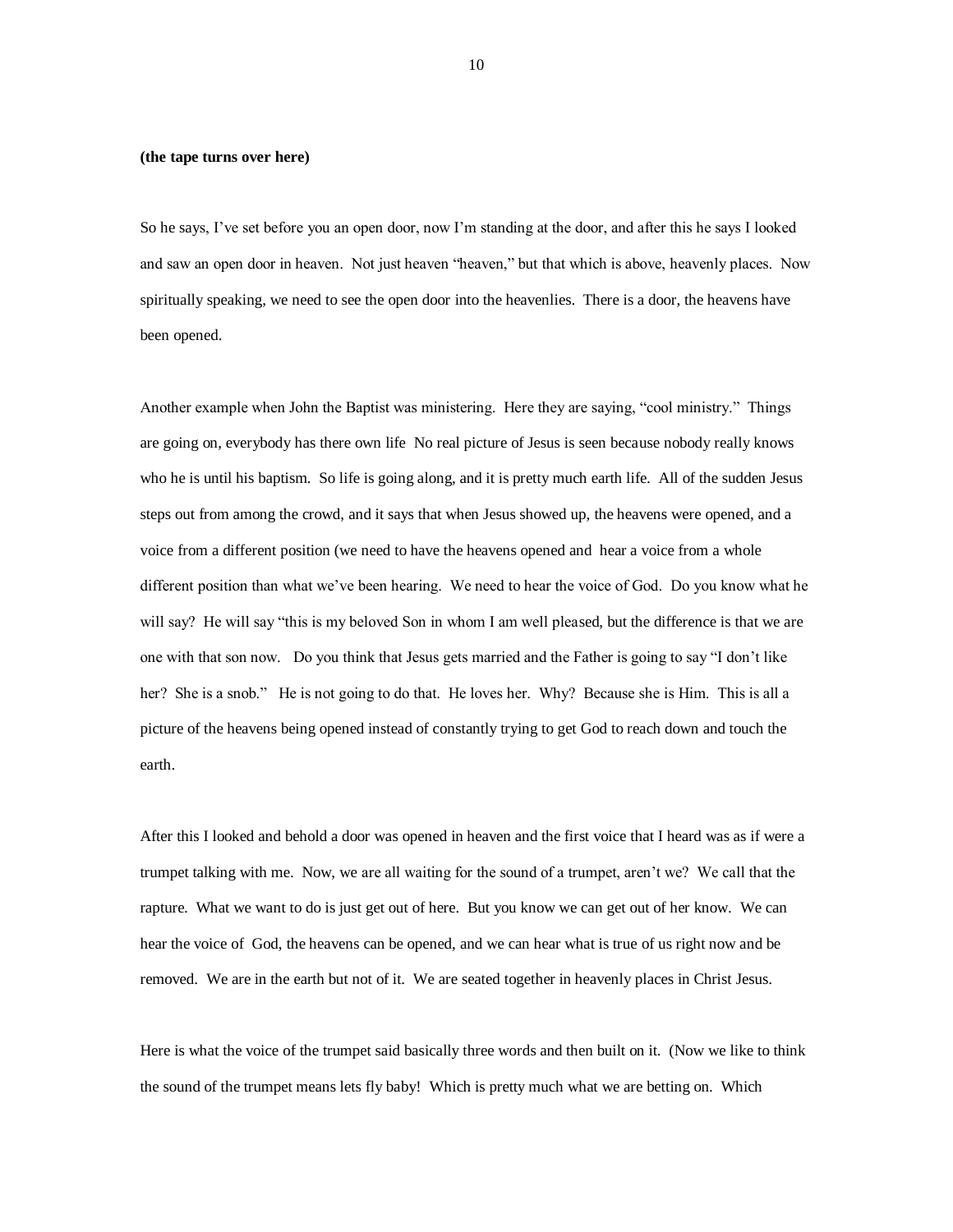**(the tape turns over here)**

So he says, I've set before you an open door, now I'm standing at the door, and after this he says I looked and saw an open door in heaven. Not just heaven "heaven," but that which is above, heavenly places. Now spiritually speaking, we need to see the open door into the heavenlies. There is a door, the heavens have been opened.

Another example when John the Baptist was ministering. Here they are saying, "cool ministry." Things are going on, everybody has there own life No real picture of Jesus is seen because nobody really knows who he is until his baptism. So life is going along, and it is pretty much earth life. All of the sudden Jesus steps out from among the crowd, and it says that when Jesus showed up, the heavens were opened, and a voice from a different position (we need to have the heavens opened and hear a voice from a whole different position than what we've been hearing. We need to hear the voice of God. Do you know what he will say? He will say "this is my beloved Son in whom I am well pleased, but the difference is that we are one with that son now. Do you think that Jesus gets married and the Father is going to say "I don't like her? She is a snob." He is not going to do that. He loves her. Why? Because she is Him. This is all a picture of the heavens being opened instead of constantly trying to get God to reach down and touch the earth.

After this I looked and behold a door was opened in heaven and the first voice that I heard was as if were a trumpet talking with me. Now, we are all waiting for the sound of a trumpet, aren't we? We call that the rapture. What we want to do is just get out of here. But you know we can get out of her know. We can hear the voice of God, the heavens can be opened, and we can hear what is true of us right now and be removed. We are in the earth but not of it. We are seated together in heavenly places in Christ Jesus.

Here is what the voice of the trumpet said basically three words and then built on it. (Now we like to think the sound of the trumpet means lets fly baby! Which is pretty much what we are betting on. Which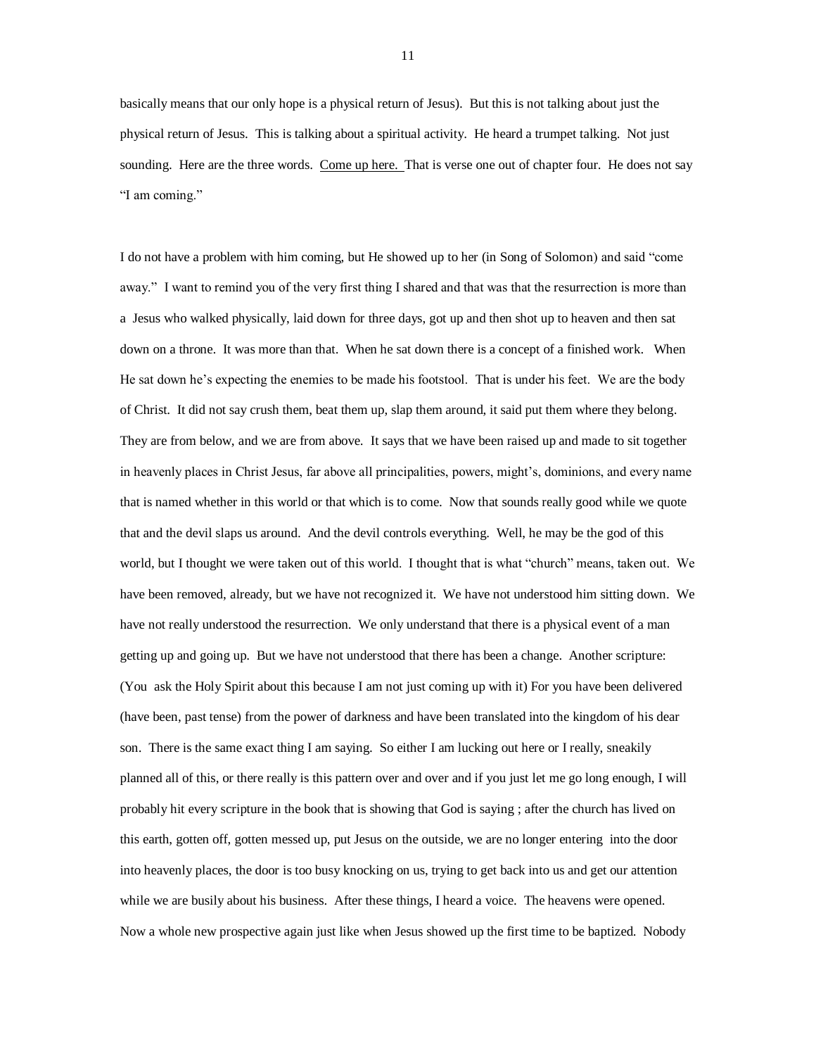basically means that our only hope is a physical return of Jesus). But this is not talking about just the physical return of Jesus. This is talking about a spiritual activity. He heard a trumpet talking. Not just sounding. Here are the three words. <u>Come up here.</u> That is verse one out of chapter four. He does not say "I am coming."

I do not have a problem with him coming, but He showed up to her (in Song of Solomon) and said "come away." I want to remind you of the very first thing I shared and that was that the resurrection is more than a Jesus who walked physically, laid down for three days, got up and then shot up to heaven and then sat down on a throne. It was more than that. When he sat down there is a concept of a finished work. When He sat down he's expecting the enemies to be made his footstool. That is under his feet. We are the body of Christ. It did not say crush them, beat them up, slap them around, it said put them where they belong. They are from below, and we are from above. It says that we have been raised up and made to sit together in heavenly places in Christ Jesus, far above all principalities, powers, might's, dominions, and every name that is named whether in this world or that which is to come. Now that sounds really good while we quote that and the devil slaps us around. And the devil controls everything. Well, he may be the god of this world, but I thought we were taken out of this world. I thought that is what "church" means, taken out. We have been removed, already, but we have not recognized it. We have not understood him sitting down. We have not really understood the resurrection. We only understand that there is a physical event of a man getting up and going up. But we have not understood that there has been a change. Another scripture: (You ask the Holy Spirit about this because I am not just coming up with it) For you have been delivered (have been, past tense) from the power of darkness and have been translated into the kingdom of his dear son. There is the same exact thing I am saying. So either I am lucking out here or I really, sneakily planned all of this, or there really is this pattern over and over and if you just let me go long enough, I will probably hit every scripture in the book that is showing that God is saying ; after the church has lived on this earth, gotten off, gotten messed up, put Jesus on the outside, we are no longer entering into the door into heavenly places, the door is too busy knocking on us, trying to get back into us and get our attention while we are busily about his business. After these things, I heard a voice. The heavens were opened. Now a whole new prospective again just like when Jesus showed up the first time to be baptized. Nobody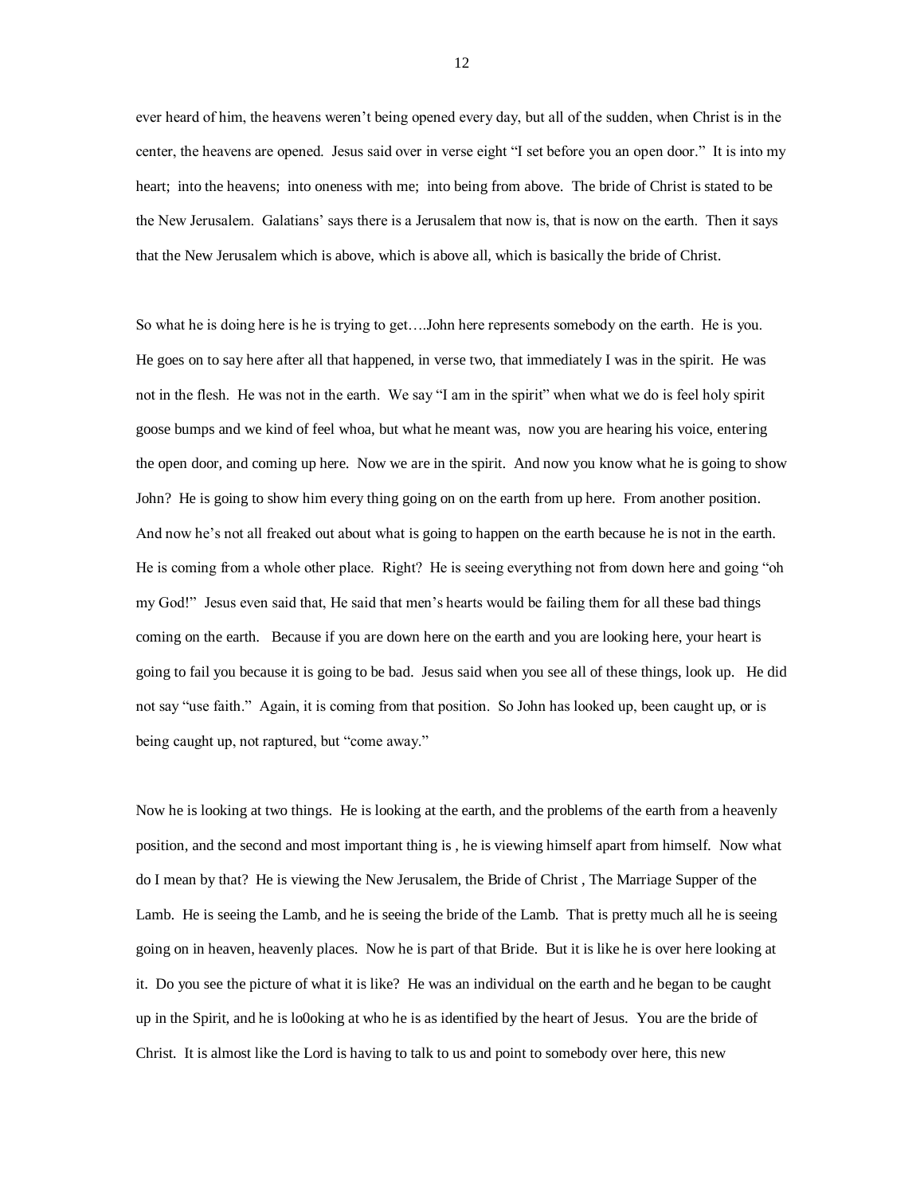ever heard of him, the heavens weren't being opened every day, but all of the sudden, when Christ is in the center, the heavens are opened. Jesus said over in verse eight "I set before you an open door." It is into my heart; into the heavens; into oneness with me; into being from above. The bride of Christ is stated to be the New Jerusalem. Galatians' says there is a Jerusalem that now is, that is now on the earth. Then it says that the New Jerusalem which is above, which is above all, which is basically the bride of Christ.

So what he is doing here is he is trying to get….John here represents somebody on the earth. He is you. He goes on to say here after all that happened, in verse two, that immediately I was in the spirit. He was not in the flesh. He was not in the earth. We say "I am in the spirit" when what we do is feel holy spirit goose bumps and we kind of feel whoa, but what he meant was, now you are hearing his voice, entering the open door, and coming up here. Now we are in the spirit. And now you know what he is going to show John? He is going to show him every thing going on on the earth from up here. From another position. And now he's not all freaked out about what is going to happen on the earth because he is not in the earth. He is coming from a whole other place. Right? He is seeing everything not from down here and going "oh my God!" Jesus even said that, He said that men's hearts would be failing them for all these bad things coming on the earth. Because if you are down here on the earth and you are looking here, your heart is going to fail you because it is going to be bad. Jesus said when you see all of these things, look up. He did not say "use faith." Again, it is coming from that position. So John has looked up, been caught up, or is being caught up, not raptured, but "come away."

Now he is looking at two things. He is looking at the earth, and the problems of the earth from a heavenly position, and the second and most important thing is , he is viewing himself apart from himself. Now what do I mean by that? He is viewing the New Jerusalem, the Bride of Christ , The Marriage Supper of the Lamb. He is seeing the Lamb, and he is seeing the bride of the Lamb. That is pretty much all he is seeing going on in heaven, heavenly places. Now he is part of that Bride. But it is like he is over here looking at it. Do you see the picture of what it is like? He was an individual on the earth and he began to be caught up in the Spirit, and he is lo0oking at who he is as identified by the heart of Jesus. You are the bride of Christ. It is almost like the Lord is having to talk to us and point to somebody over here, this new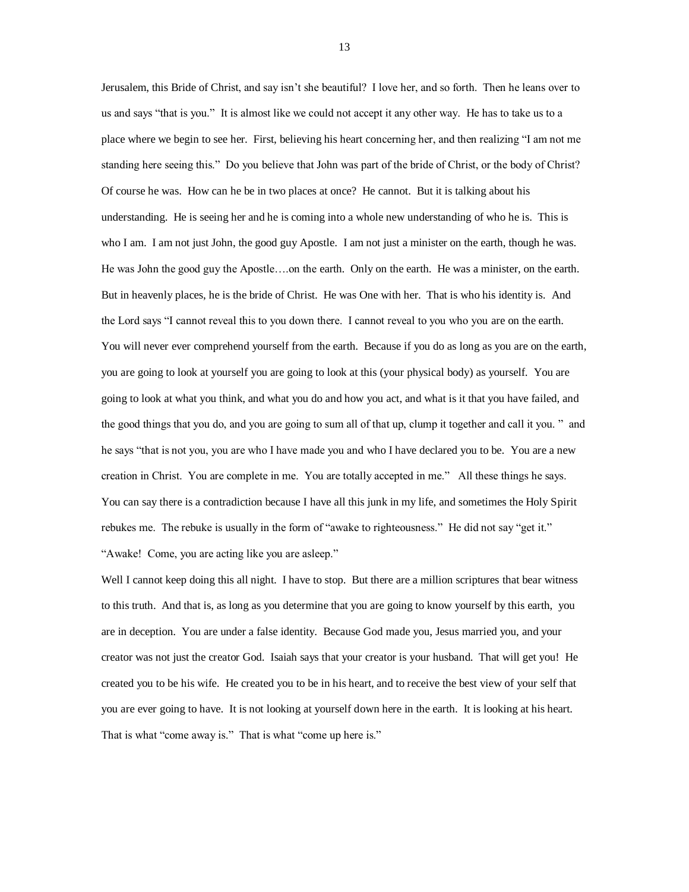Jerusalem, this Bride of Christ, and say isn't she beautiful? I love her, and so forth. Then he leans over to us and says "that is you." It is almost like we could not accept it any other way. He has to take us to a place where we begin to see her. First, believing his heart concerning her, and then realizing "I am not me standing here seeing this." Do you believe that John was part of the bride of Christ, or the body of Christ? Of course he was. How can he be in two places at once? He cannot. But it is talking about his understanding. He is seeing her and he is coming into a whole new understanding of who he is. This is who I am. I am not just John, the good guy Apostle. I am not just a minister on the earth, though he was. He was John the good guy the Apostle….on the earth. Only on the earth. He was a minister, on the earth. But in heavenly places, he is the bride of Christ. He was One with her. That is who his identity is. And the Lord says "I cannot reveal this to you down there. I cannot reveal to you who you are on the earth. You will never ever comprehend yourself from the earth. Because if you do as long as you are on the earth, you are going to look at yourself you are going to look at this (your physical body) as yourself. You are going to look at what you think, and what you do and how you act, and what is it that you have failed, and the good things that you do, and you are going to sum all of that up, clump it together and call it you. " and he says "that is not you, you are who I have made you and who I have declared you to be. You are a new creation in Christ. You are complete in me. You are totally accepted in me." All these things he says. You can say there is a contradiction because I have all this junk in my life, and sometimes the Holy Spirit rebukes me. The rebuke is usually in the form of "awake to righteousness." He did not say "get it." "Awake! Come, you are acting like you are asleep."

Well I cannot keep doing this all night. I have to stop. But there are a million scriptures that bear witness to this truth. And that is, as long as you determine that you are going to know yourself by this earth, you are in deception. You are under a false identity. Because God made you, Jesus married you, and your creator was not just the creator God. Isaiah says that your creator is your husband. That will get you! He created you to be his wife. He created you to be in his heart, and to receive the best view of your self that you are ever going to have. It is not looking at yourself down here in the earth. It is looking at his heart. That is what "come away is." That is what "come up here is."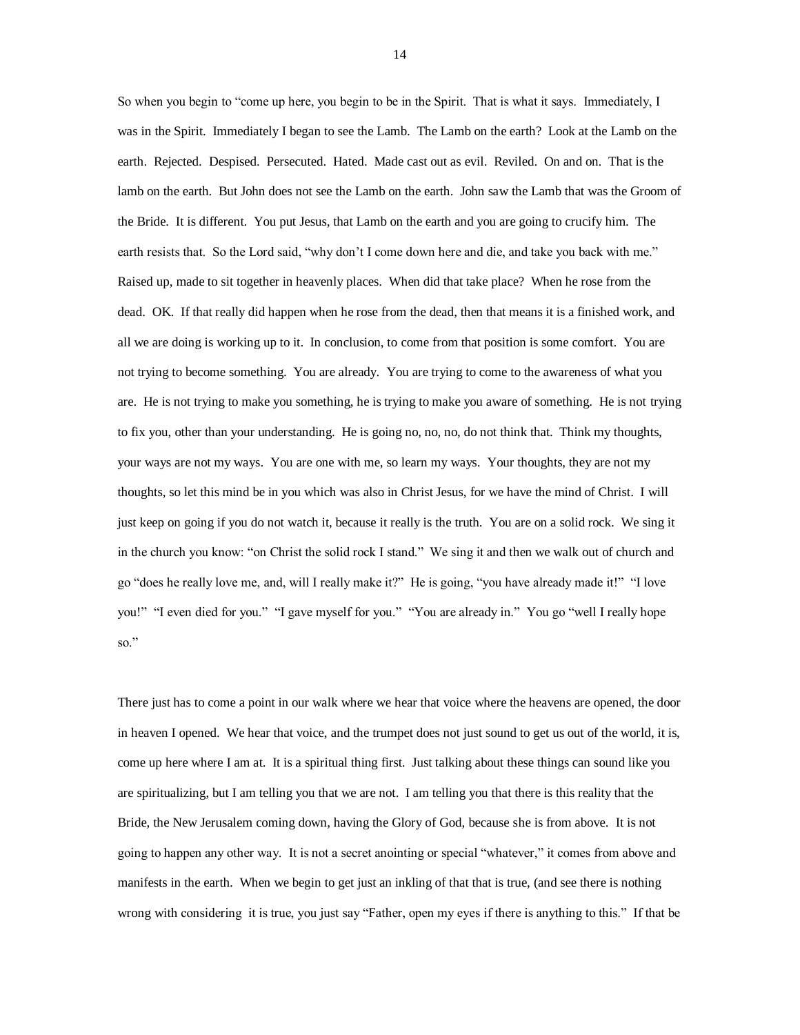So when you begin to "come up here, you begin to be in the Spirit. That is what it says. Immediately, I was in the Spirit. Immediately I began to see the Lamb. The Lamb on the earth? Look at the Lamb on the earth. Rejected. Despised. Persecuted. Hated. Made cast out as evil. Reviled. On and on. That is the lamb on the earth. But John does not see the Lamb on the earth. John saw the Lamb that was the Groom of the Bride. It is different. You put Jesus, that Lamb on the earth and you are going to crucify him. The earth resists that. So the Lord said, "why don't I come down here and die, and take you back with me." Raised up, made to sit together in heavenly places. When did that take place? When he rose from the dead. OK. If that really did happen when he rose from the dead, then that means it is a finished work, and all we are doing is working up to it. In conclusion, to come from that position is some comfort. You are not trying to become something. You are already. You are trying to come to the awareness of what you are. He is not trying to make you something, he is trying to make you aware of something. He is not trying to fix you, other than your understanding. He is going no, no, no, do not think that. Think my thoughts, your ways are not my ways. You are one with me, so learn my ways. Your thoughts, they are not my thoughts, so let this mind be in you which was also in Christ Jesus, for we have the mind of Christ. I will just keep on going if you do not watch it, because it really is the truth. You are on a solid rock. We sing it in the church you know: "on Christ the solid rock I stand." We sing it and then we walk out of church and go "does he really love me, and, will I really make it?" He is going, "you have already made it!" "I love you!" "I even died for you." "I gave myself for you." "You are already in." You go "well I really hope so."

There just has to come a point in our walk where we hear that voice where the heavens are opened, the door in heaven I opened. We hear that voice, and the trumpet does not just sound to get us out of the world, it is, come up here where I am at. It is a spiritual thing first. Just talking about these things can sound like you are spiritualizing, but I am telling you that we are not. I am telling you that there is this reality that the Bride, the New Jerusalem coming down, having the Glory of God, because she is from above. It is not going to happen any other way. It is not a secret anointing or special "whatever," it comes from above and manifests in the earth. When we begin to get just an inkling of that that is true, (and see there is nothing wrong with considering it is true, you just say "Father, open my eyes if there is anything to this." If that be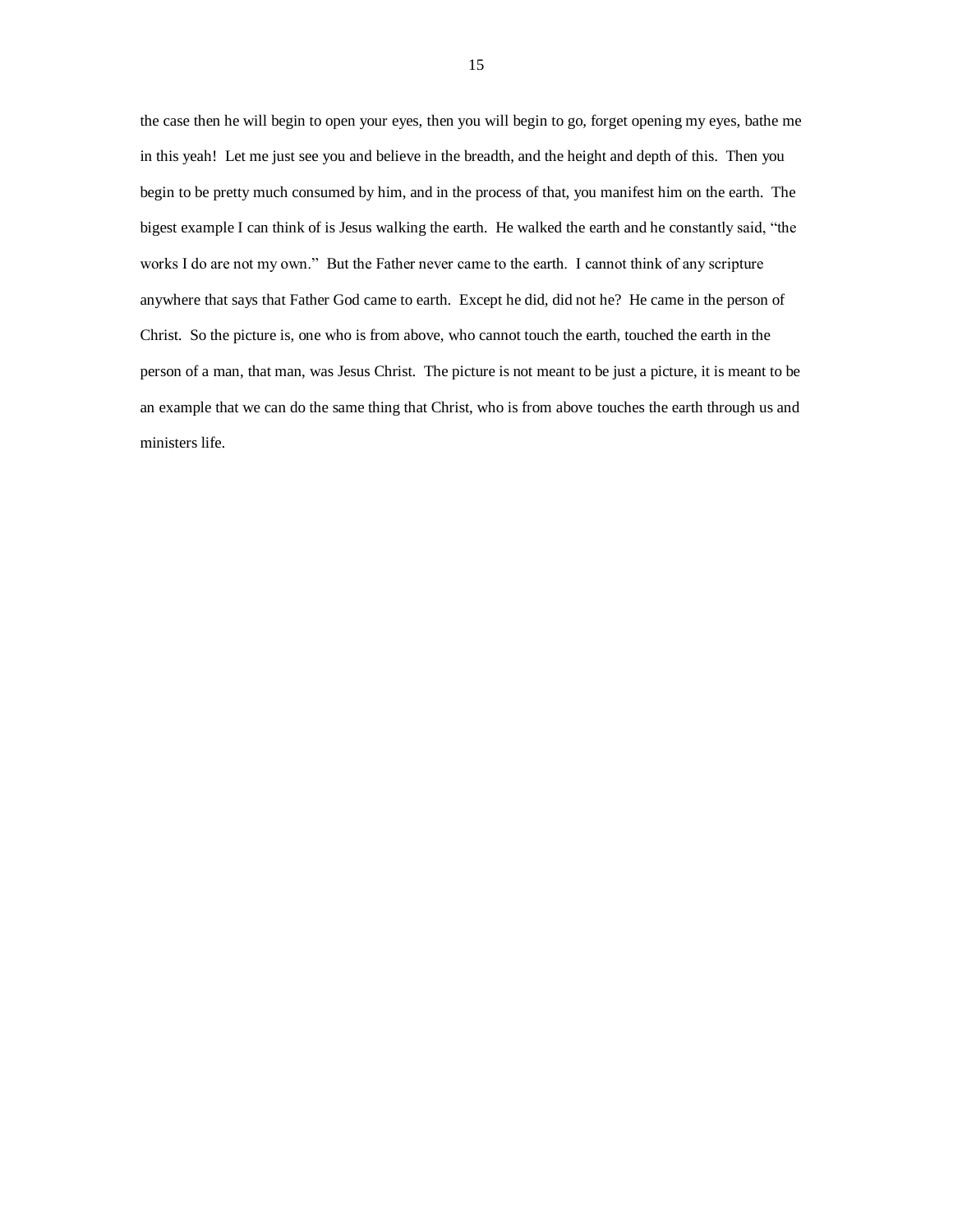the case then he will begin to open your eyes, then you will begin to go, forget opening my eyes, bathe me in this yeah! Let me just see you and believe in the breadth, and the height and depth of this. Then you begin to be pretty much consumed by him, and in the process of that, you manifest him on the earth. The bigest example I can think of is Jesus walking the earth. He walked the earth and he constantly said, "the works I do are not my own." But the Father never came to the earth. I cannot think of any scripture anywhere that says that Father God came to earth. Except he did, did not he? He came in the person of Christ. So the picture is, one who is from above, who cannot touch the earth, touched the earth in the person of a man, that man, was Jesus Christ. The picture is not meant to be just a picture, it is meant to be an example that we can do the same thing that Christ, who is from above touches the earth through us and ministers life.